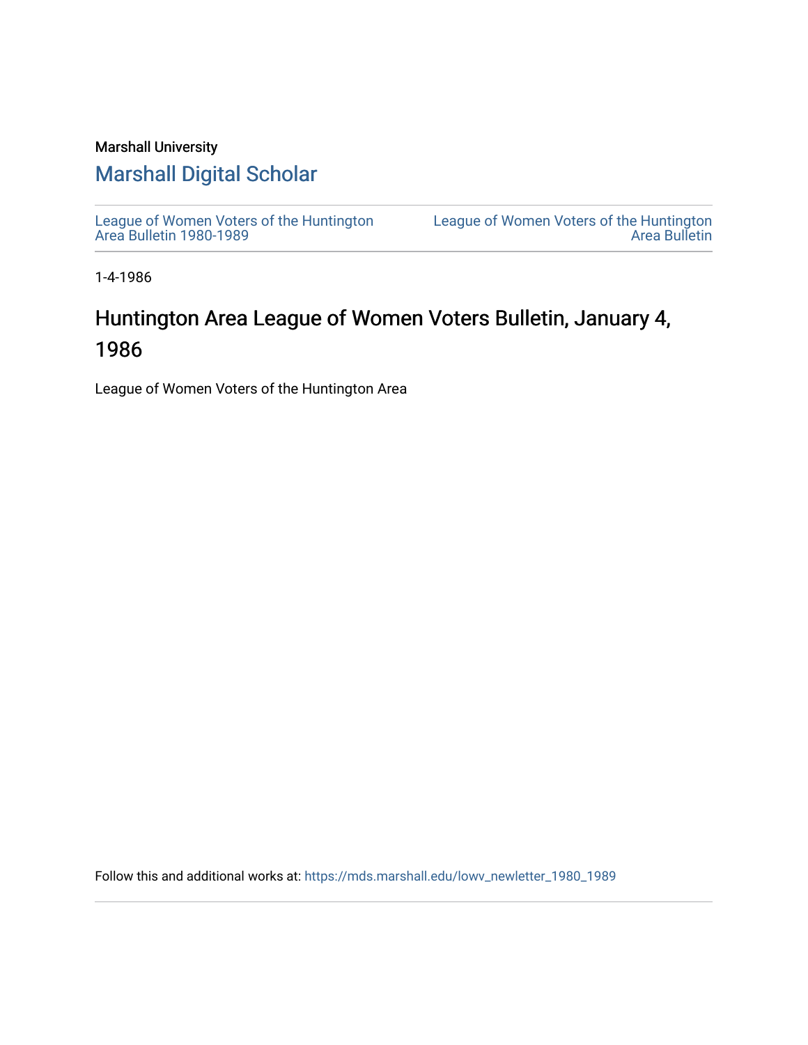Marshall University

## Marshall Digital Scholar

League of Women Voters of the Huntington Area Bulletin 1980-1989

League of Women Voters of the Huntington Area Bulletin

1-4-1986

# Huntington Area League of Women Voters Bulletin, January 4, 1986

League of Women Voters of the Huntington Area

Follow this and additional works at: https://mds.marshall.edu/lowv_newletter_1980_1989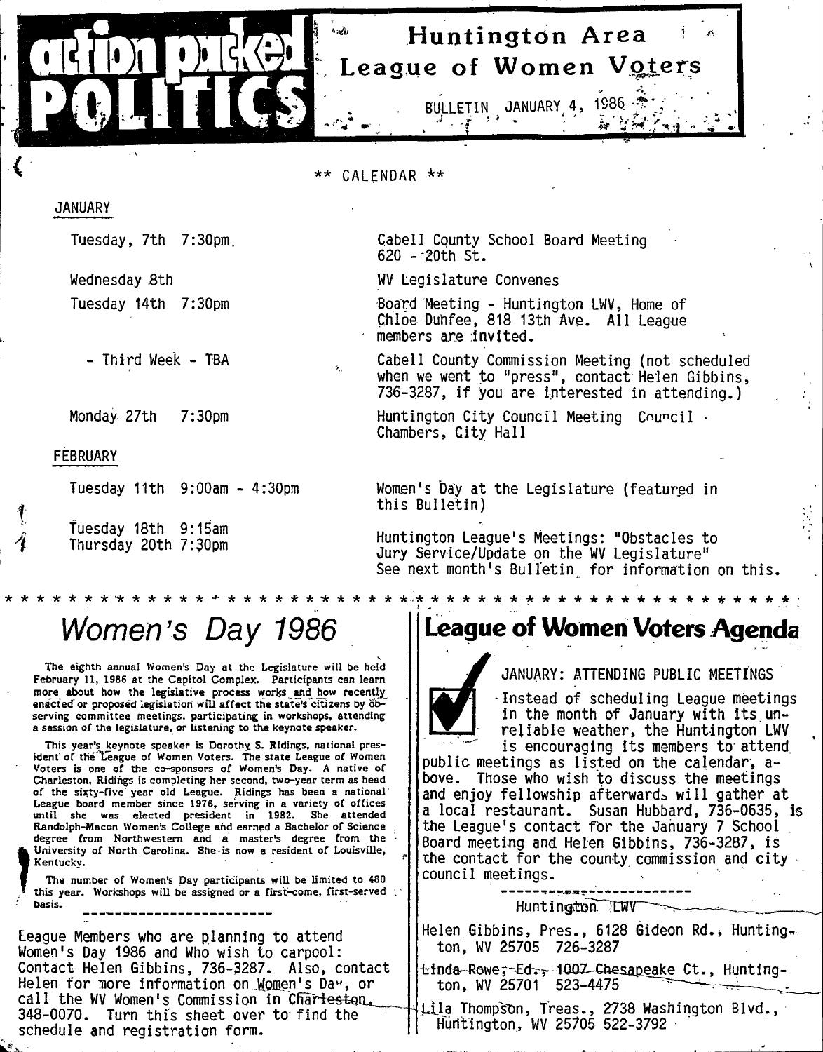# action packed POLITICS

## Huntington Area League of Women Voters

BULLETIN JANUARY 4, 1986

** CALENDAR **

JANUARY

| Date | Event |
|---|---|
| Tuesday, 7th 7:30pm | Cabell County School Board Meeting 620 - 20th St. |
| Wednesday 8th | WV Legislature Convenes |
| Tuesday 14th 7:30pm | Board Meeting - Huntington LWV, Home of Chloe Dunfee, 818 13th Ave. All League members are invited. |
| - Third Week - TBA | Cabell County Commission Meeting (not scheduled when we went to "press", contact Helen Gibbins, 736-3287, if you are interested in attending.) |
| Monday 27th 7:30pm | Huntington City Council Meeting Council Chambers, City Hall |

FEBRUARY

| Date | Event |
|---|---|
| Tuesday 11th 9:00am - 4:30pm | Women's Day at the Legislature (featured in this Bulletin) |
| Tuesday 18th 9:15am<br>Thursday 20th 7:30pm | Huntington League's Meetings: "Obstacles to Jury Service/Update on the WV Legislature" See next month's Bulletin for information on this. |

* * * * * * * * * * * * * * * * * * * * * * * * * * * * * * * * * * * * * * * * * * * * * * *

## Women's Day 1986

The eighth annual Women's Day at the Legislature will be held February 11, 1986 at the Capitol Complex. Participants can learn more about how the legislative process works and how recently enacted or proposed legislation will affect the state's citizens by observing committee meetings, participating in workshops, attending a session of the legislature, or listening to the keynote speaker.

This year's keynote speaker is Dorothy S. Ridings, national president of the League of Women Voters. The state League of Women Voters is one of the co-sponsors of Women's Day. A native of Charleston, Ridings is completing her second, two-year term as head of the sixty-five year old League. Ridings has been a national League board member since 1976, serving in a variety of offices until she was elected president in 1982. She attended Randolph-Macon Women's College and earned a Bachelor of Science degree from Northwestern and a master's degree from the University of North Carolina. She is now a resident of Louisville, Kentucky.

The number of Women's Day participants will be limited to 480 this year. Workshops will be assigned on a first-come, first-served basis.

---

League Members who are planning to attend Women's Day 1986 and Who wish to carpool: Contact Helen Gibbins, 736-3287. Also, contact Helen for more information on Women's Day, or call the WV Women's Commission in Charleston, 348-0070. Turn this sheet over to find the schedule and registration form.

## League of Women Voters Agenda

JANUARY: ATTENDING PUBLIC MEETINGS

Instead of scheduling League meetings in the month of January with its unreliable weather, the Huntington LWV is encouraging its members to attend public meetings as listed on the calendar, above. Those who wish to discuss the meetings and enjoy fellowship afterwards will gather at a local restaurant. Susan Hubbard, 736-0635, is the League's contact for the January 7 School Board meeting and Helen Gibbins, 736-3287, is the contact for the county commission and city council meetings.

---

Huntington LWV

Helen Gibbins, Pres., 6128 Gideon Rd., Huntington, WV 25705 726-3287

~~Linda Rowe, Ed., 1007 Chesapeake~~ Ct., Huntington, WV 25701 523-4475

Lila Thompson, Treas., 2738 Washington Blvd., Huntington, WV 25705 522-3792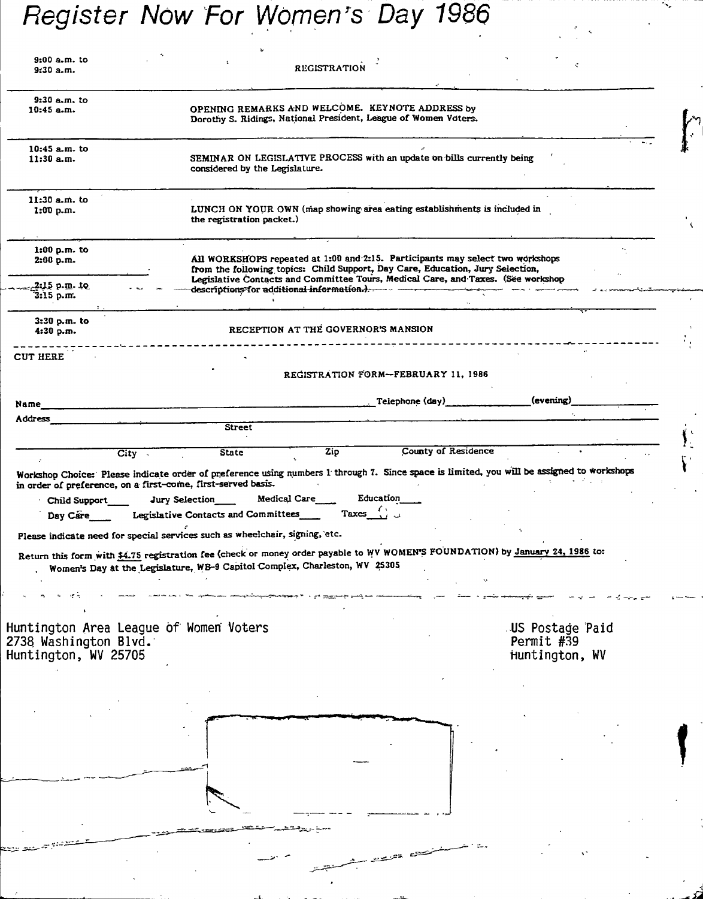# Register Now For Women's Day 1986

| | |
|---|---|
| 9:00 a.m. to 9:30 a.m. | REGISTRATION |
| 9:30 a.m. to 10:45 a.m. | OPENING REMARKS AND WELCOME. KEYNOTE ADDRESS by Dorothy S. Ridings, National President, League of Women Voters. |
| 10:45 a.m. to 11:30 a.m. | SEMINAR ON LEGISLATIVE PROCESS with an update on bills currently being considered by the Legislature. |
| 11:30 a.m. to 1:00 p.m. | LUNCH ON YOUR OWN (map showing area eating establishments is included in the registration packet.) |
| 1:00 p.m. to 2:00 p.m. / 2:15 p.m. to 3:15 p.m. | All WORKSHOPS repeated at 1:00 and 2:15. Participants may select two workshops from the following topics: Child Support, Day Care, Education, Jury Selection, Legislative Contacts and Committee Tours, Medical Care, and Taxes. (See workshop descriptions for additional information.) |
| 3:30 p.m. to 4:30 p.m. | RECEPTION AT THE GOVERNOR'S MANSION |

CUT HERE

REGISTRATION FORM—FEBRUARY 11, 1986

Name_______________ Telephone (day)_______________ (evening)_______________

Address_______________
Street

_______________
City State Zip County of Residence

Workshop Choice: Please indicate order of preference using numbers 1 through 7. Since space is limited, you will be assigned to workshops in order of preference, on a first-come, first-served basis.

Child Support____ Jury Selection____ Medical Care____ Education____

Day Care____ Legislative Contacts and Committees____ Taxes____

Please indicate need for special services such as wheelchair, signing, etc.

Return this form with $4.75 registration fee (check or money order payable to WV WOMEN'S FOUNDATION) by January 24, 1986 to:
Women's Day at the Legislature, WB-9 Capitol Complex, Charleston, WV 25305

Huntington Area League of Women Voters
2738 Washington Blvd.
Huntington, WV 25705

US Postage Paid
Permit #39
Huntington, WV